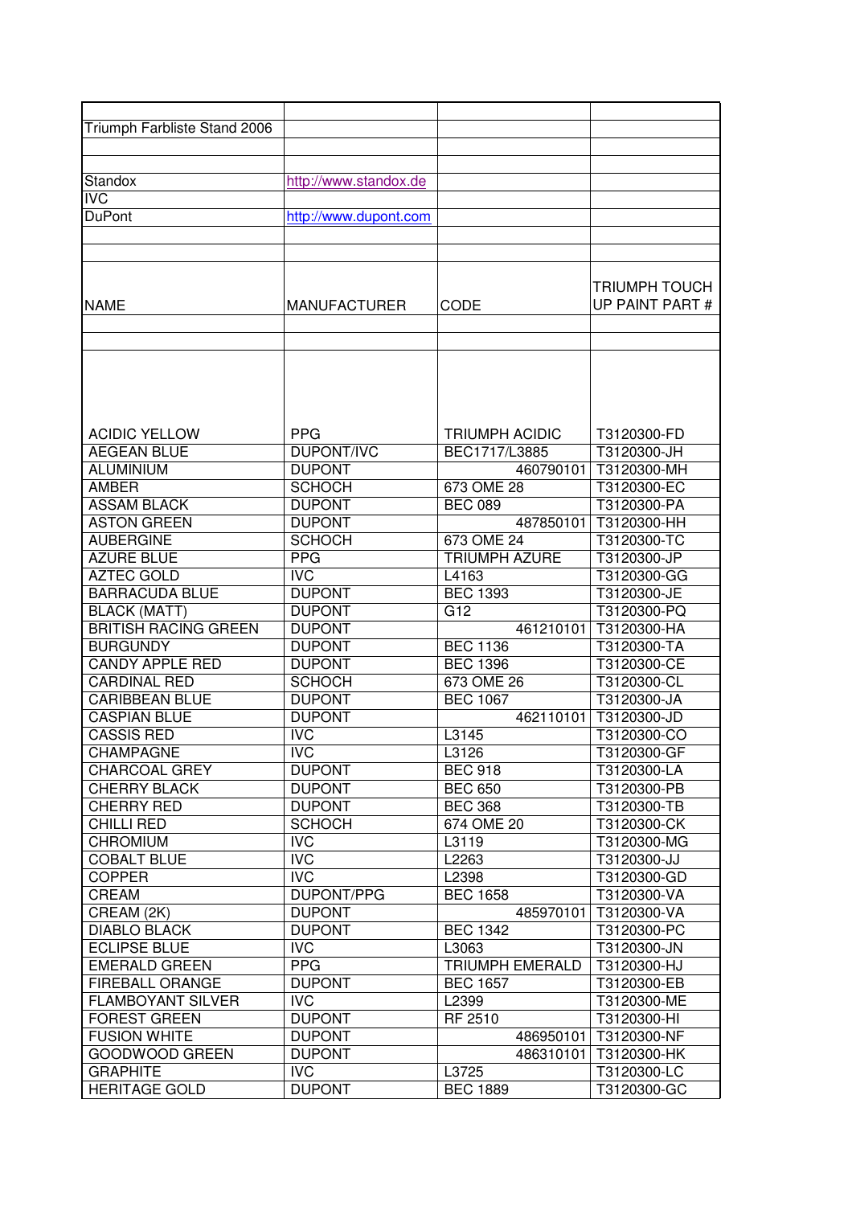Triumph Farbliste Stand 2006

| | |
|---|---|
| Standox | http://www.standox.de |
| IVC | |
| DuPont | http://www.dupont.com |

| NAME | MANUFACTURER | CODE | TRIUMPH TOUCH UP PAINT PART # |
|---|---|---|---|
| ACIDIC YELLOW | PPG | TRIUMPH ACIDIC | T3120300-FD |
| AEGEAN BLUE | DUPONT/IVC | BEC1717/L3885 | T3120300-JH |
| ALUMINIUM | DUPONT | 460790101 | T3120300-MH |
| AMBER | SCHOCH | 673 OME 28 | T3120300-EC |
| ASSAM BLACK | DUPONT | BEC 089 | T3120300-PA |
| ASTON GREEN | DUPONT | 487850101 | T3120300-HH |
| AUBERGINE | SCHOCH | 673 OME 24 | T3120300-TC |
| AZURE BLUE | PPG | TRIUMPH AZURE | T3120300-JP |
| AZTEC GOLD | IVC | L4163 | T3120300-GG |
| BARRACUDA BLUE | DUPONT | BEC 1393 | T3120300-JE |
| BLACK (MATT) | DUPONT | G12 | T3120300-PQ |
| BRITISH RACING GREEN | DUPONT | 461210101 | T3120300-HA |
| BURGUNDY | DUPONT | BEC 1136 | T3120300-TA |
| CANDY APPLE RED | DUPONT | BEC 1396 | T3120300-CE |
| CARDINAL RED | SCHOCH | 673 OME 26 | T3120300-CL |
| CARIBBEAN BLUE | DUPONT | BEC 1067 | T3120300-JA |
| CASPIAN BLUE | DUPONT | 462110101 | T3120300-JD |
| CASSIS RED | IVC | L3145 | T3120300-CO |
| CHAMPAGNE | IVC | L3126 | T3120300-GF |
| CHARCOAL GREY | DUPONT | BEC 918 | T3120300-LA |
| CHERRY BLACK | DUPONT | BEC 650 | T3120300-PB |
| CHERRY RED | DUPONT | BEC 368 | T3120300-TB |
| CHILLI RED | SCHOCH | 674 OME 20 | T3120300-CK |
| CHROMIUM | IVC | L3119 | T3120300-MG |
| COBALT BLUE | IVC | L2263 | T3120300-JJ |
| COPPER | IVC | L2398 | T3120300-GD |
| CREAM | DUPONT/PPG | BEC 1658 | T3120300-VA |
| CREAM (2K) | DUPONT | 485970101 | T3120300-VA |
| DIABLO BLACK | DUPONT | BEC 1342 | T3120300-PC |
| ECLIPSE BLUE | IVC | L3063 | T3120300-JN |
| EMERALD GREEN | PPG | TRIUMPH EMERALD | T3120300-HJ |
| FIREBALL ORANGE | DUPONT | BEC 1657 | T3120300-EB |
| FLAMBOYANT SILVER | IVC | L2399 | T3120300-ME |
| FOREST GREEN | DUPONT | RF 2510 | T3120300-HI |
| FUSION WHITE | DUPONT | 486950101 | T3120300-NF |
| GOODWOOD GREEN | DUPONT | 486310101 | T3120300-HK |
| GRAPHITE | IVC | L3725 | T3120300-LC |
| HERITAGE GOLD | DUPONT | BEC 1889 | T3120300-GC |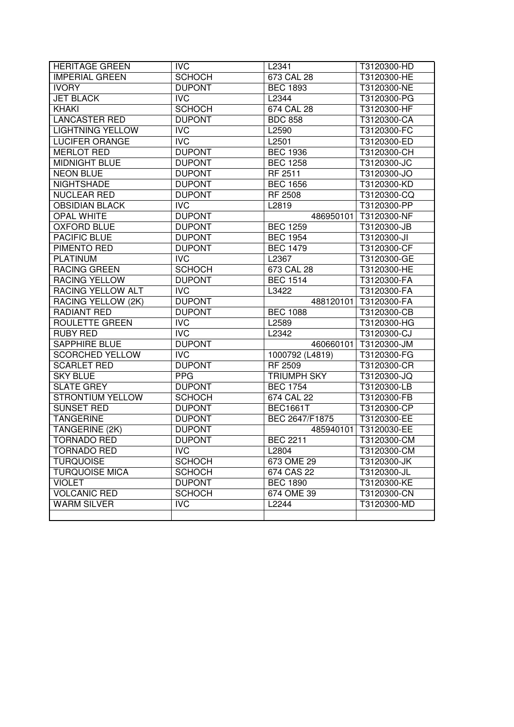| | | | |
|---|---|---|---|
| HERITAGE GREEN | IVC | L2341 | T3120300-HD |
| IMPERIAL GREEN | SCHOCH | 673 CAL 28 | T3120300-HE |
| IVORY | DUPONT | BEC 1893 | T3120300-NE |
| JET BLACK | IVC | L2344 | T3120300-PG |
| KHAKI | SCHOCH | 674 CAL 28 | T3120300-HF |
| LANCASTER RED | DUPONT | BDC 858 | T3120300-CA |
| LIGHTNING YELLOW | IVC | L2590 | T3120300-FC |
| LUCIFER ORANGE | IVC | L2501 | T3120300-ED |
| MERLOT RED | DUPONT | BEC 1936 | T3120300-CH |
| MIDNIGHT BLUE | DUPONT | BEC 1258 | T3120300-JC |
| NEON BLUE | DUPONT | RF 2511 | T3120300-JO |
| NIGHTSHADE | DUPONT | BEC 1656 | T3120300-KD |
| NUCLEAR RED | DUPONT | RF 2508 | T3120300-CQ |
| OBSIDIAN BLACK | IVC | L2819 | T3120300-PP |
| OPAL WHITE | DUPONT | 486950101 | T3120300-NF |
| OXFORD BLUE | DUPONT | BEC 1259 | T3120300-JB |
| PACIFIC BLUE | DUPONT | BEC 1954 | T3120300-JI |
| PIMENTO RED | DUPONT | BEC 1479 | T3120300-CF |
| PLATINUM | IVC | L2367 | T3120300-GE |
| RACING GREEN | SCHOCH | 673 CAL 28 | T3120300-HE |
| RACING YELLOW | DUPONT | BEC 1514 | T3120300-FA |
| RACING YELLOW ALT | IVC | L3422 | T3120300-FA |
| RACING YELLOW (2K) | DUPONT | 488120101 | T3120300-FA |
| RADIANT RED | DUPONT | BEC 1088 | T3120300-CB |
| ROULETTE GREEN | IVC | L2589 | T3120300-HG |
| RUBY RED | IVC | L2342 | T3120300-CJ |
| SAPPHIRE BLUE | DUPONT | 460660101 | T3120300-JM |
| SCORCHED YELLOW | IVC | 1000792 (L4819) | T3120300-FG |
| SCARLET RED | DUPONT | RF 2509 | T3120300-CR |
| SKY BLUE | PPG | TRIUMPH SKY | T3120300-JQ |
| SLATE GREY | DUPONT | BEC 1754 | T3120300-LB |
| STRONTIUM YELLOW | SCHOCH | 674 CAL 22 | T3120300-FB |
| SUNSET RED | DUPONT | BEC1661T | T3120300-CP |
| TANGERINE | DUPONT | BEC 2647/F1875 | T3120300-EE |
| TANGERINE (2K) | DUPONT | 485940101 | T3120030-EE |
| TORNADO RED | DUPONT | BEC 2211 | T3120300-CM |
| TORNADO RED | IVC | L2804 | T3120300-CM |
| TURQUOISE | SCHOCH | 673 OME 29 | T3120300-JK |
| TURQUOISE MICA | SCHOCH | 674 CAS 22 | T3120300-JL |
| VIOLET | DUPONT | BEC 1890 | T3120300-KE |
| VOLCANIC RED | SCHOCH | 674 OME 39 | T3120300-CN |
| WARM SILVER | IVC | L2244 | T3120300-MD |
| | | | |